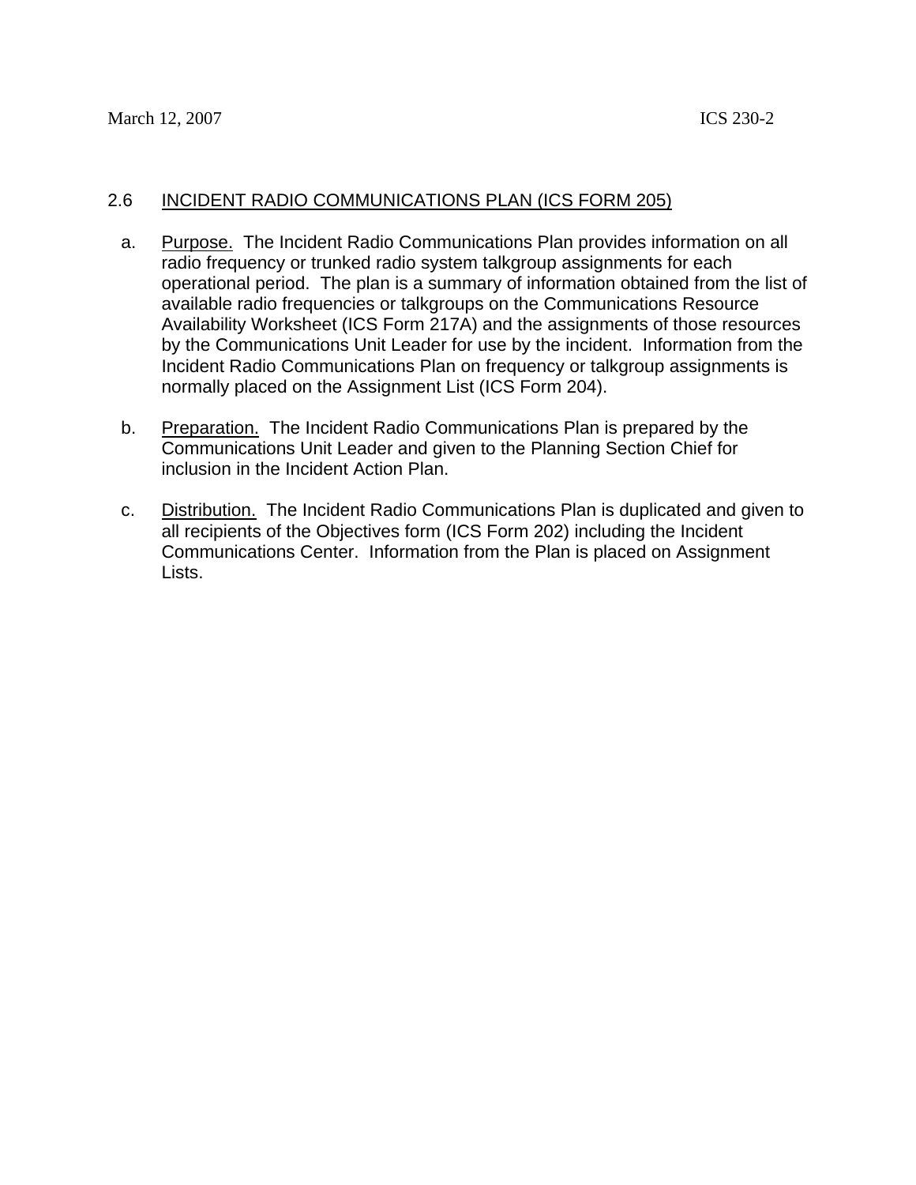## 2.6 INCIDENT RADIO COMMUNICATIONS PLAN (ICS FORM 205)

a. Purpose. The Incident Radio Communications Plan provides information on all radio frequency or trunked radio system talkgroup assignments for each operational period. The plan is a summary of information obtained from the list of available radio frequencies or talkgroups on the Communications Resource Availability Worksheet (ICS Form 217A) and the assignments of those resources by the Communications Unit Leader for use by the incident. Information from the Incident Radio Communications Plan on frequency or talkgroup assignments is normally placed on the Assignment List (ICS Form 204).

b. Preparation. The Incident Radio Communications Plan is prepared by the Communications Unit Leader and given to the Planning Section Chief for inclusion in the Incident Action Plan.

c. Distribution. The Incident Radio Communications Plan is duplicated and given to all recipients of the Objectives form (ICS Form 202) including the Incident Communications Center. Information from the Plan is placed on Assignment Lists.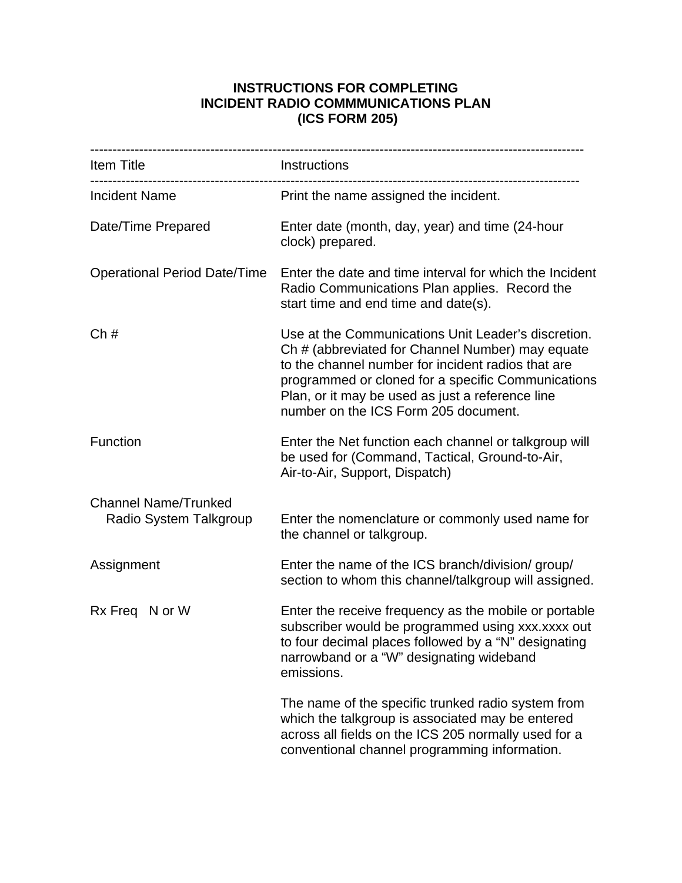**INSTRUCTIONS FOR COMPLETING**
**INCIDENT RADIO COMMMUNICATIONS PLAN**
**(ICS FORM 205)**

| Item Title | Instructions |
| --- | --- |
| Incident Name | Print the name assigned the incident. |
| Date/Time Prepared | Enter date (month, day, year) and time (24-hour clock) prepared. |
| Operational Period Date/Time | Enter the date and time interval for which the Incident Radio Communications Plan applies. Record the start time and end time and date(s). |
| Ch # | Use at the Communications Unit Leader's discretion. Ch # (abbreviated for Channel Number) may equate to the channel number for incident radios that are programmed or cloned for a specific Communications Plan, or it may be used as just a reference line number on the ICS Form 205 document. |
| Function | Enter the Net function each channel or talkgroup will be used for (Command, Tactical, Ground-to-Air, Air-to-Air, Support, Dispatch) |
| Channel Name/Trunked Radio System Talkgroup | Enter the nomenclature or commonly used name for the channel or talkgroup. |
| Assignment | Enter the name of the ICS branch/division/ group/ section to whom this channel/talkgroup will assigned. |
| Rx Freq N or W | Enter the receive frequency as the mobile or portable subscriber would be programmed using xxx.xxxx out to four decimal places followed by a "N" designating narrowband or a "W" designating wideband emissions.<br><br>The name of the specific trunked radio system from which the talkgroup is associated may be entered across all fields on the ICS 205 normally used for a conventional channel programming information. |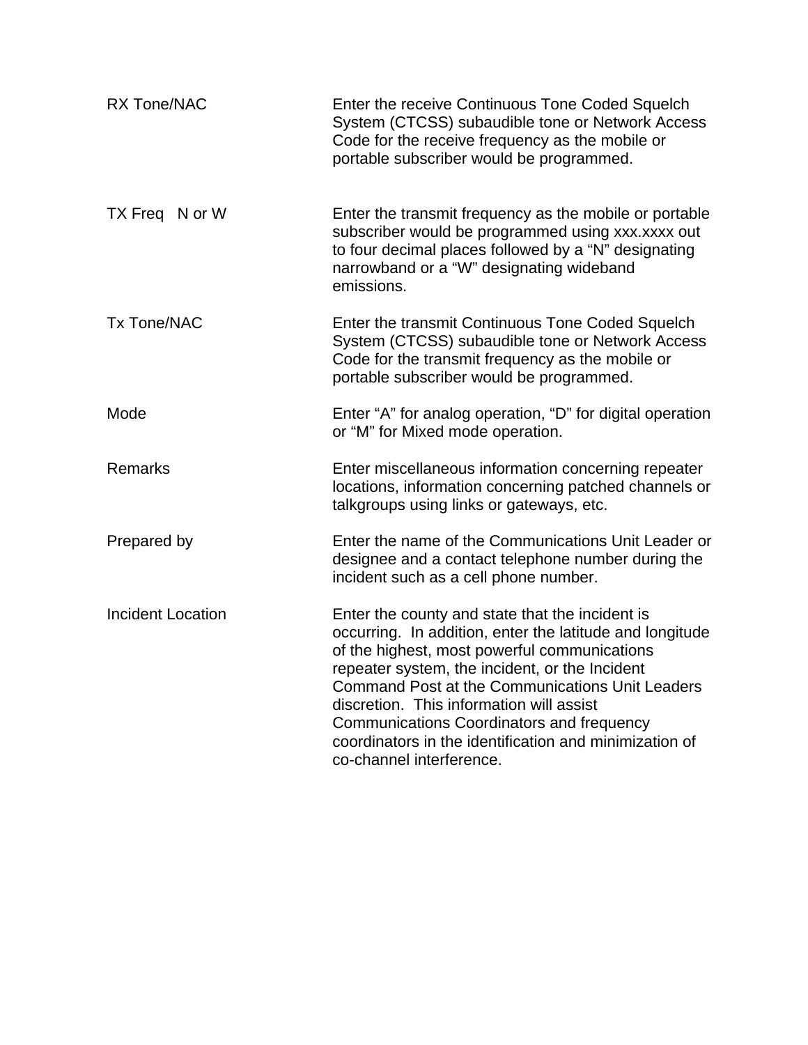| | |
|---|---|
| RX Tone/NAC | Enter the receive Continuous Tone Coded Squelch System (CTCSS) subaudible tone or Network Access Code for the receive frequency as the mobile or portable subscriber would be programmed. |
| TX Freq N or W | Enter the transmit frequency as the mobile or portable subscriber would be programmed using xxx.xxxx out to four decimal places followed by a "N" designating narrowband or a "W" designating wideband emissions. |
| Tx Tone/NAC | Enter the transmit Continuous Tone Coded Squelch System (CTCSS) subaudible tone or Network Access Code for the transmit frequency as the mobile or portable subscriber would be programmed. |
| Mode | Enter "A" for analog operation, "D" for digital operation or "M" for Mixed mode operation. |
| Remarks | Enter miscellaneous information concerning repeater locations, information concerning patched channels or talkgroups using links or gateways, etc. |
| Prepared by | Enter the name of the Communications Unit Leader or designee and a contact telephone number during the incident such as a cell phone number. |
| Incident Location | Enter the county and state that the incident is occurring. In addition, enter the latitude and longitude of the highest, most powerful communications repeater system, the incident, or the Incident Command Post at the Communications Unit Leaders discretion. This information will assist Communications Coordinators and frequency coordinators in the identification and minimization of co-channel interference. |